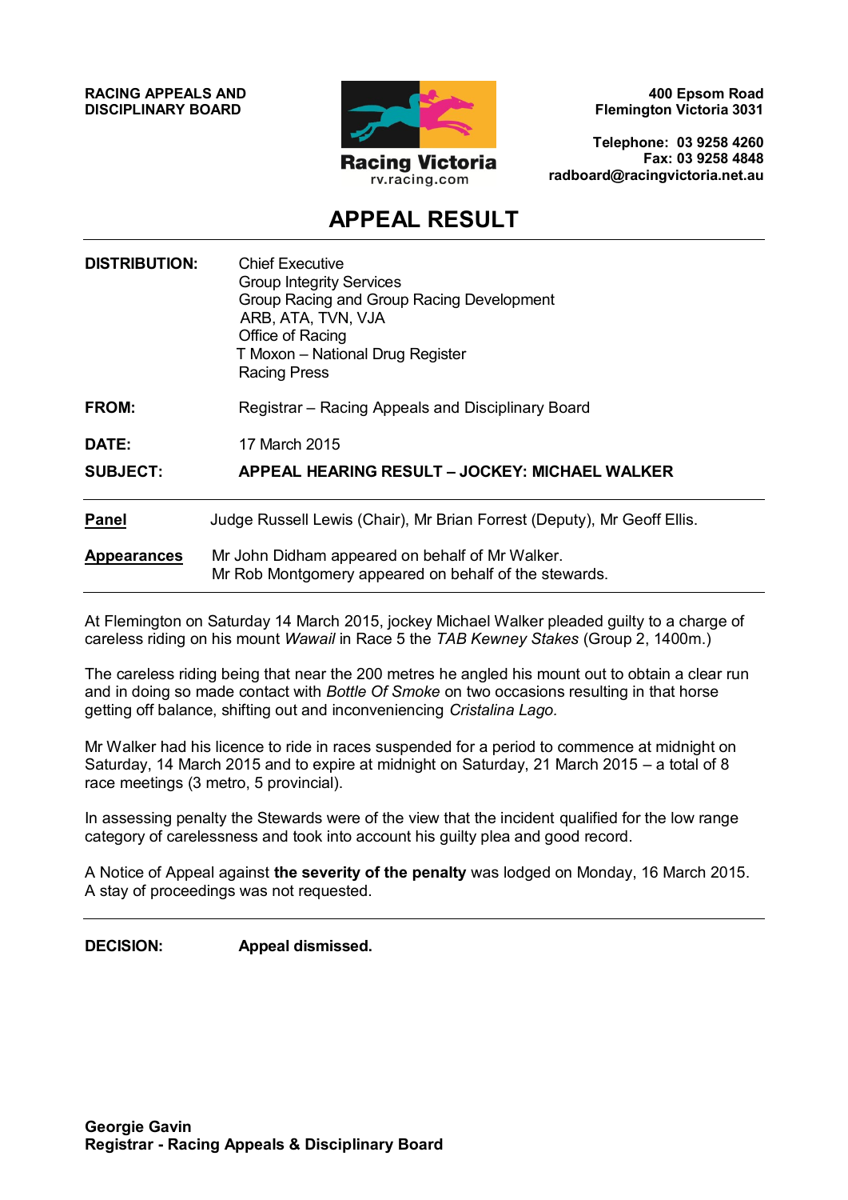**RACING APPEALS AND DISCIPLINARY BOARD**

Racing Victoria
rv.racing.com

**400 Epsom Road**
**Flemington Victoria 3031**

**Telephone: 03 9258 4260**
**Fax: 03 9258 4848**
**radboard@racingvictoria.net.au**

# APPEAL RESULT

**DISTRIBUTION:** Chief Executive
Group Integrity Services
Group Racing and Group Racing Development
ARB, ATA, TVN, VJA
Office of Racing
T Moxon – National Drug Register
Racing Press

**FROM:** Registrar – Racing Appeals and Disciplinary Board

**DATE:** 17 March 2015

**SUBJECT:** **APPEAL HEARING RESULT – JOCKEY: MICHAEL WALKER**

---

**Panel** Judge Russell Lewis (Chair), Mr Brian Forrest (Deputy), Mr Geoff Ellis.

**Appearances** Mr John Didham appeared on behalf of Mr Walker.
Mr Rob Montgomery appeared on behalf of the stewards.

---

At Flemington on Saturday 14 March 2015, jockey Michael Walker pleaded guilty to a charge of careless riding on his mount *Wawail* in Race 5 the *TAB Kewney Stakes* (Group 2, 1400m.)

The careless riding being that near the 200 metres he angled his mount out to obtain a clear run and in doing so made contact with *Bottle Of Smoke* on two occasions resulting in that horse getting off balance, shifting out and inconveniencing *Cristalina Lago*.

Mr Walker had his licence to ride in races suspended for a period to commence at midnight on Saturday, 14 March 2015 and to expire at midnight on Saturday, 21 March 2015 – a total of 8 race meetings (3 metro, 5 provincial).

In assessing penalty the Stewards were of the view that the incident qualified for the low range category of carelessness and took into account his guilty plea and good record.

A Notice of Appeal against **the severity of the penalty** was lodged on Monday, 16 March 2015. A stay of proceedings was not requested.

---

**DECISION:** **Appeal dismissed.**

**Georgie Gavin**
**Registrar - Racing Appeals & Disciplinary Board**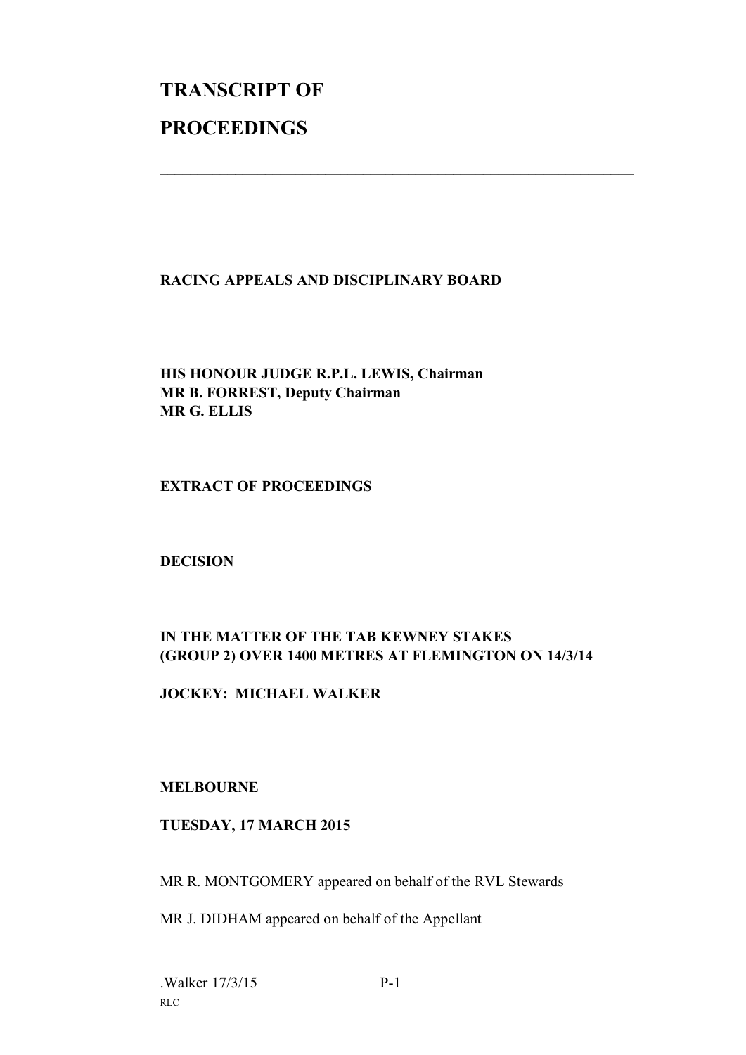# TRANSCRIPT OF

# PROCEEDINGS

---

**RACING APPEALS AND DISCIPLINARY BOARD**

**HIS HONOUR JUDGE R.P.L. LEWIS, Chairman**
**MR B. FORREST, Deputy Chairman**
**MR G. ELLIS**

**EXTRACT OF PROCEEDINGS**

**DECISION**

**IN THE MATTER OF THE TAB KEWNEY STAKES**
**(GROUP 2) OVER 1400 METRES AT FLEMINGTON ON 14/3/14**

**JOCKEY: MICHAEL WALKER**

**MELBOURNE**

**TUESDAY, 17 MARCH 2015**

MR R. MONTGOMERY appeared on behalf of the RVL Stewards

MR J. DIDHAM appeared on behalf of the Appellant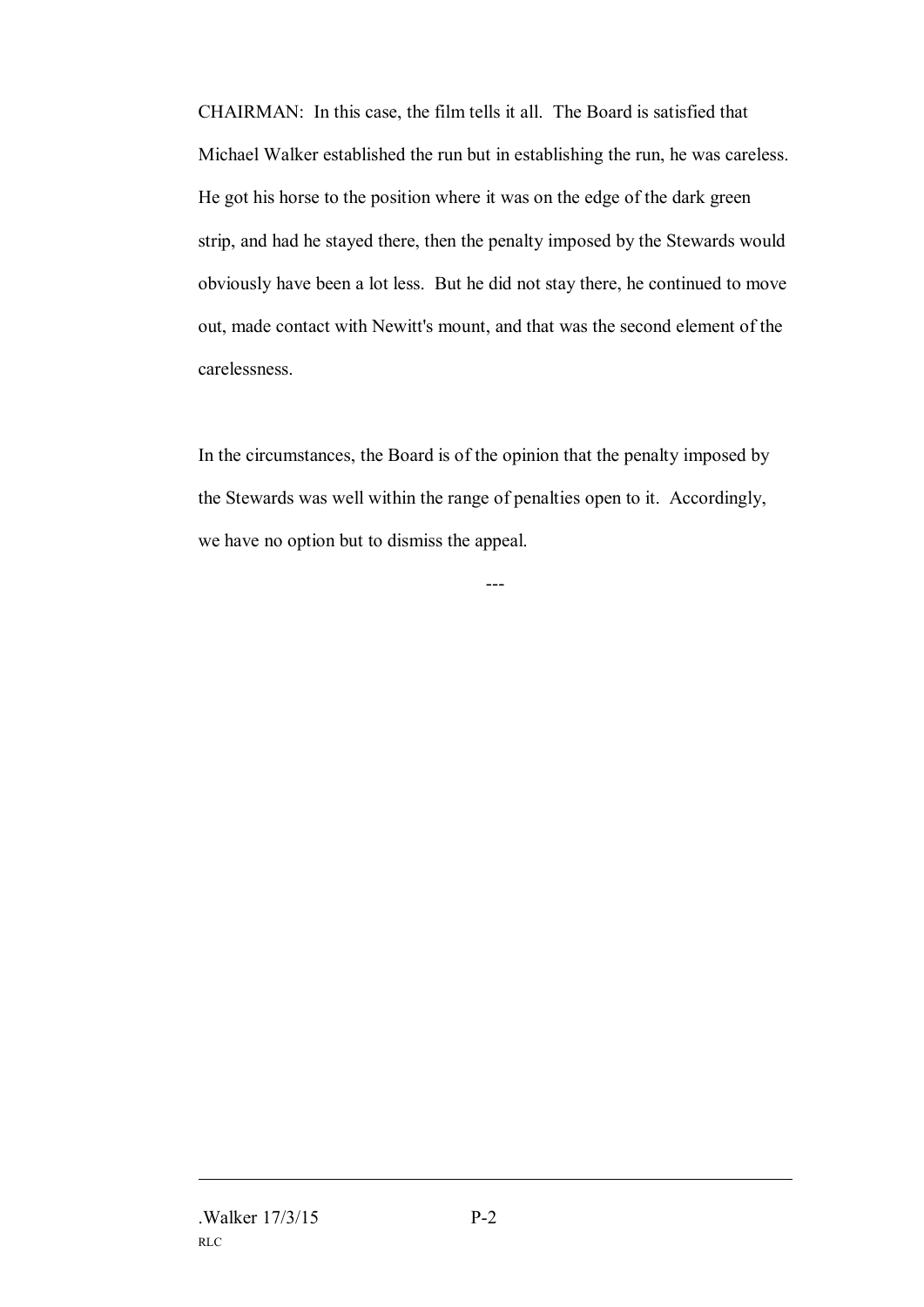CHAIRMAN: In this case, the film tells it all. The Board is satisfied that Michael Walker established the run but in establishing the run, he was careless. He got his horse to the position where it was on the edge of the dark green strip, and had he stayed there, then the penalty imposed by the Stewards would obviously have been a lot less. But he did not stay there, he continued to move out, made contact with Newitt's mount, and that was the second element of the carelessness.

In the circumstances, the Board is of the opinion that the penalty imposed by the Stewards was well within the range of penalties open to it. Accordingly, we have no option but to dismiss the appeal.

---